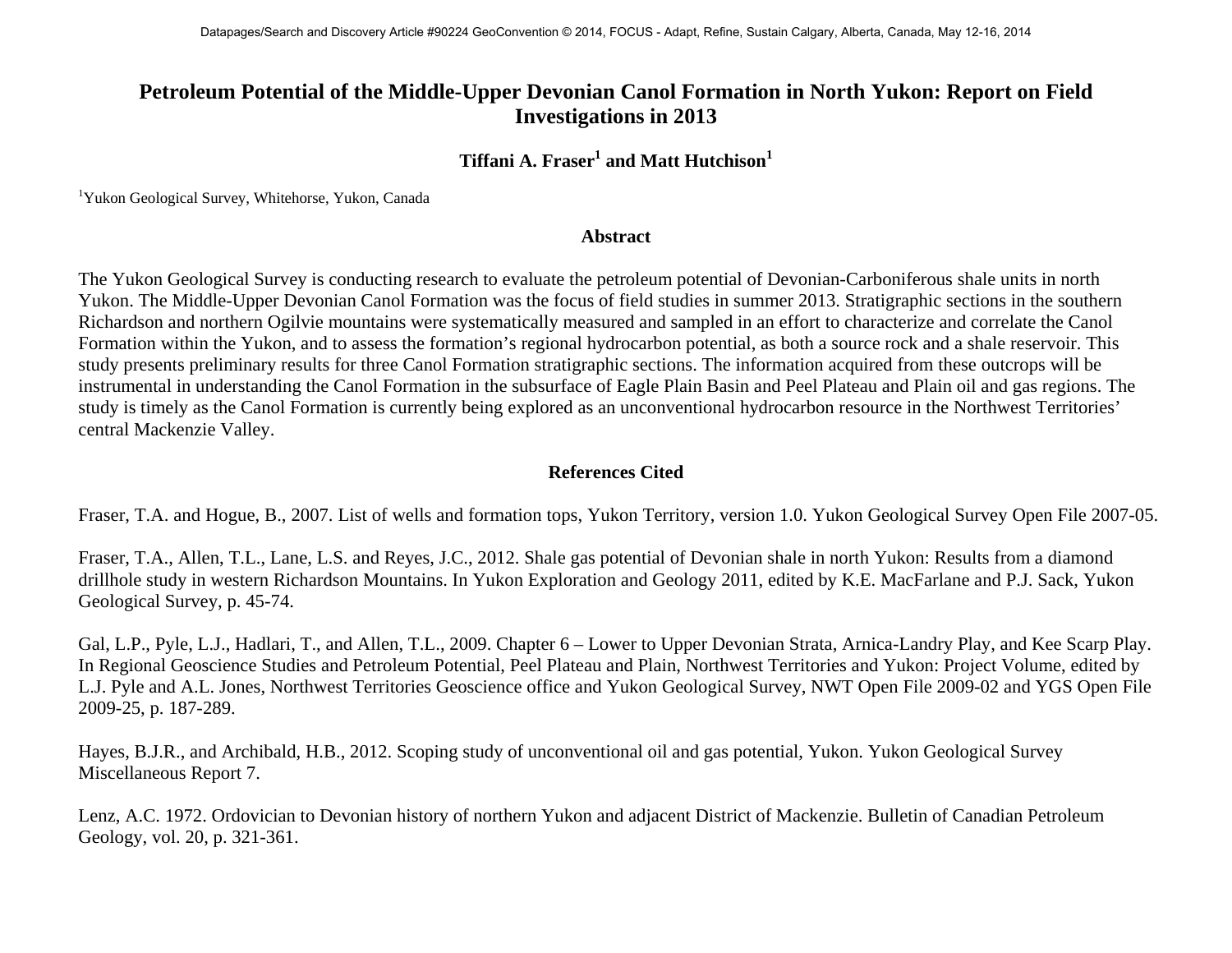# Petroleum Potential of the Middle-Upper Devonian Canol Formation in North Yukon: Report on Field Investigations in 2013

**Tiffani A. Fraser[1] and Matt Hutchison[1]**

[1]Yukon Geological Survey, Whitehorse, Yukon, Canada

## Abstract

The Yukon Geological Survey is conducting research to evaluate the petroleum potential of Devonian-Carboniferous shale units in north Yukon. The Middle-Upper Devonian Canol Formation was the focus of field studies in summer 2013. Stratigraphic sections in the southern Richardson and northern Ogilvie mountains were systematically measured and sampled in an effort to characterize and correlate the Canol Formation within the Yukon, and to assess the formation's regional hydrocarbon potential, as both a source rock and a shale reservoir. This study presents preliminary results for three Canol Formation stratigraphic sections. The information acquired from these outcrops will be instrumental in understanding the Canol Formation in the subsurface of Eagle Plain Basin and Peel Plateau and Plain oil and gas regions. The study is timely as the Canol Formation is currently being explored as an unconventional hydrocarbon resource in the Northwest Territories' central Mackenzie Valley.

## References Cited

Fraser, T.A. and Hogue, B., 2007. List of wells and formation tops, Yukon Territory, version 1.0. Yukon Geological Survey Open File 2007-05.

Fraser, T.A., Allen, T.L., Lane, L.S. and Reyes, J.C., 2012. Shale gas potential of Devonian shale in north Yukon: Results from a diamond drillhole study in western Richardson Mountains. In Yukon Exploration and Geology 2011, edited by K.E. MacFarlane and P.J. Sack, Yukon Geological Survey, p. 45-74.

Gal, L.P., Pyle, L.J., Hadlari, T., and Allen, T.L., 2009. Chapter 6 – Lower to Upper Devonian Strata, Arnica-Landry Play, and Kee Scarp Play. In Regional Geoscience Studies and Petroleum Potential, Peel Plateau and Plain, Northwest Territories and Yukon: Project Volume, edited by L.J. Pyle and A.L. Jones, Northwest Territories Geoscience office and Yukon Geological Survey, NWT Open File 2009-02 and YGS Open File 2009-25, p. 187-289.

Hayes, B.J.R., and Archibald, H.B., 2012. Scoping study of unconventional oil and gas potential, Yukon. Yukon Geological Survey Miscellaneous Report 7.

Lenz, A.C. 1972. Ordovician to Devonian history of northern Yukon and adjacent District of Mackenzie. Bulletin of Canadian Petroleum Geology, vol. 20, p. 321-361.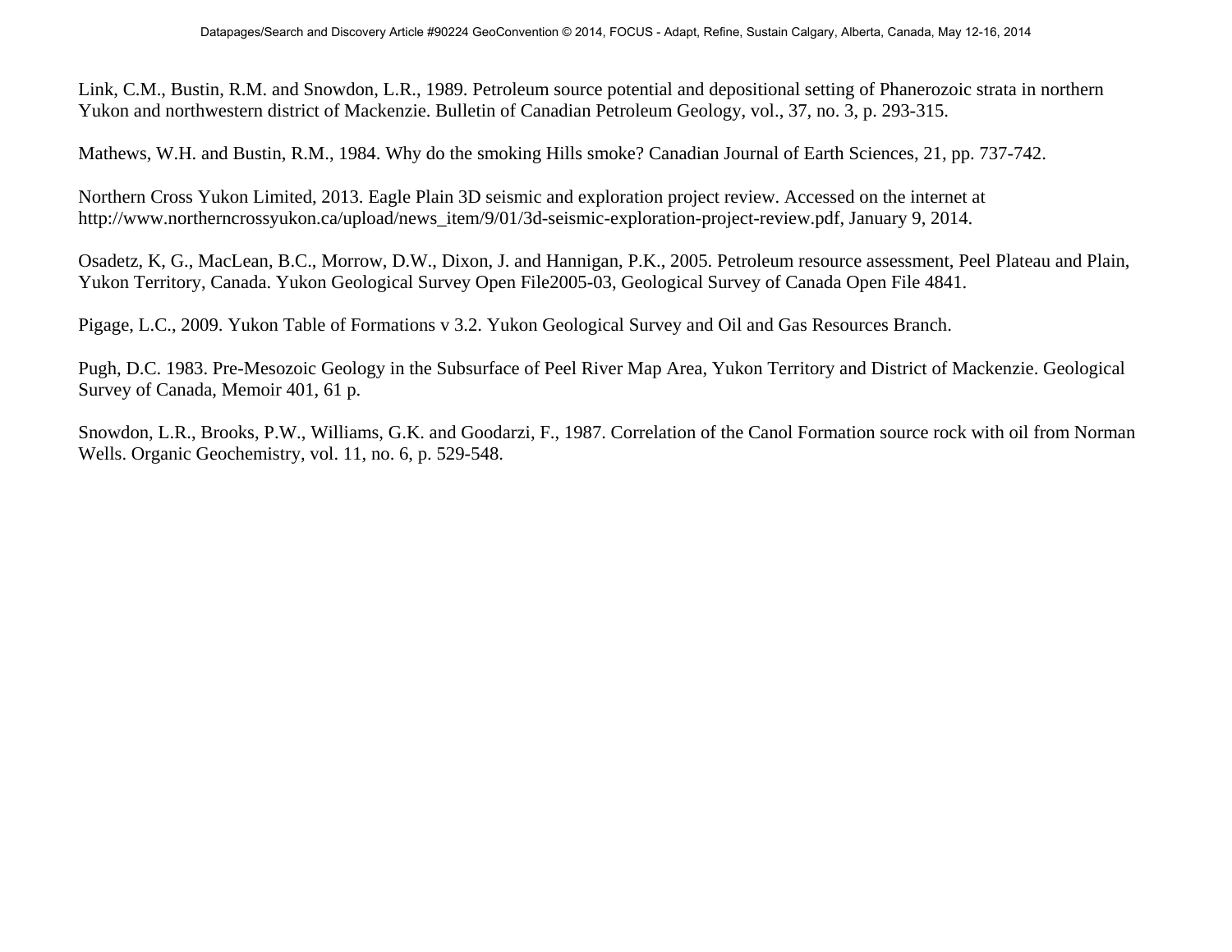Link, C.M., Bustin, R.M. and Snowdon, L.R., 1989. Petroleum source potential and depositional setting of Phanerozoic strata in northern Yukon and northwestern district of Mackenzie. Bulletin of Canadian Petroleum Geology, vol., 37, no. 3, p. 293-315.

Mathews, W.H. and Bustin, R.M., 1984. Why do the smoking Hills smoke? Canadian Journal of Earth Sciences, 21, pp. 737-742.

Northern Cross Yukon Limited, 2013. Eagle Plain 3D seismic and exploration project review. Accessed on the internet at http://www.northerncrossyukon.ca/upload/news_item/9/01/3d-seismic-exploration-project-review.pdf, January 9, 2014.

Osadetz, K, G., MacLean, B.C., Morrow, D.W., Dixon, J. and Hannigan, P.K., 2005. Petroleum resource assessment, Peel Plateau and Plain, Yukon Territory, Canada. Yukon Geological Survey Open File2005-03, Geological Survey of Canada Open File 4841.

Pigage, L.C., 2009. Yukon Table of Formations v 3.2. Yukon Geological Survey and Oil and Gas Resources Branch.

Pugh, D.C. 1983. Pre-Mesozoic Geology in the Subsurface of Peel River Map Area, Yukon Territory and District of Mackenzie. Geological Survey of Canada, Memoir 401, 61 p.

Snowdon, L.R., Brooks, P.W., Williams, G.K. and Goodarzi, F., 1987. Correlation of the Canol Formation source rock with oil from Norman Wells. Organic Geochemistry, vol. 11, no. 6, p. 529-548.